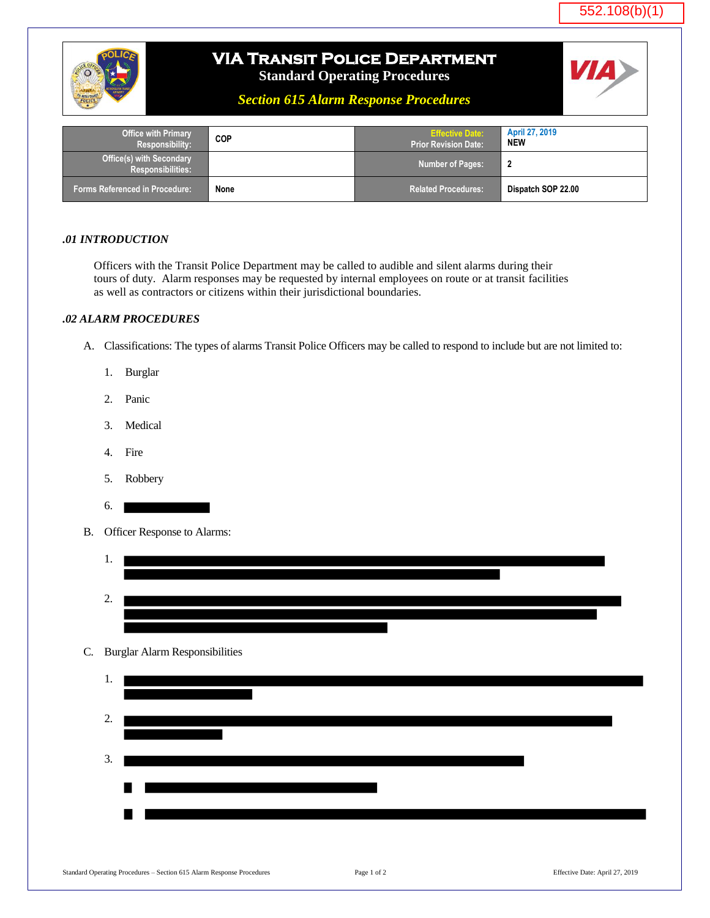552.108(b)(1)

# VIA Transit Police Department

## Standard Operating Procedures

## *Section 615 Alarm Response Procedures*

| Office with Primary Responsibility: | COP | Effective Date: Prior Revision Date: | April 27, 2019 NEW |
|---|---|---|---|
| Office(s) with Secondary Responsibilities: | | Number of Pages: | 2 |
| Forms Referenced in Procedure: | None | Related Procedures: | Dispatch SOP 22.00 |

### *.01 INTRODUCTION*

Officers with the Transit Police Department may be called to audible and silent alarms during their tours of duty. Alarm responses may be requested by internal employees on route or at transit facilities as well as contractors or citizens within their jurisdictional boundaries.

### *.02 ALARM PROCEDURES*

A. Classifications: The types of alarms Transit Police Officers may be called to respond to include but are not limited to:

1. Burglar
2. Panic
3. Medical
4. Fire
5. Robbery
6. [REDACTED]

B. Officer Response to Alarms:

1. [REDACTED]
2. [REDACTED]

C. Burglar Alarm Responsibilities

1. [REDACTED]
2. [REDACTED]
3. [REDACTED]
   - [REDACTED]
   - [REDACTED]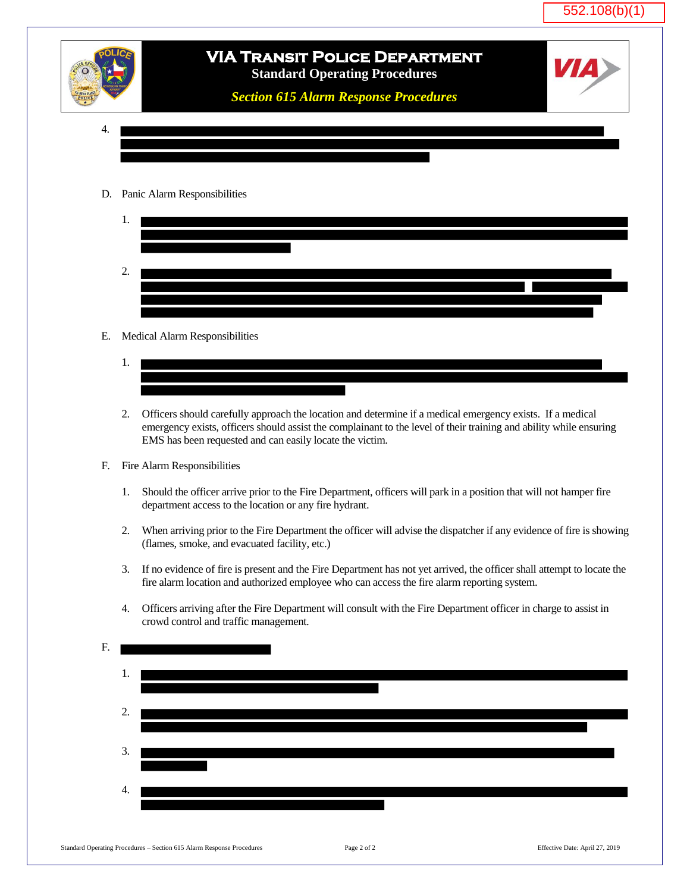552.108(b)(1)

4. 

D. Panic Alarm Responsibilities

1. 

2. 

E. Medical Alarm Responsibilities

1. 

2. Officers should carefully approach the location and determine if a medical emergency exists. If a medical emergency exists, officers should assist the complainant to the level of their training and ability while ensuring EMS has been requested and can easily locate the victim.

F. Fire Alarm Responsibilities

1. Should the officer arrive prior to the Fire Department, officers will park in a position that will not hamper fire department access to the location or any fire hydrant.

2. When arriving prior to the Fire Department the officer will advise the dispatcher if any evidence of fire is showing (flames, smoke, and evacuated facility, etc.)

3. If no evidence of fire is present and the Fire Department has not yet arrived, the officer shall attempt to locate the fire alarm location and authorized employee who can access the fire alarm reporting system.

4. Officers arriving after the Fire Department will consult with the Fire Department officer in charge to assist in crowd control and traffic management.

F. 

1. 

2. 

3. 

4.